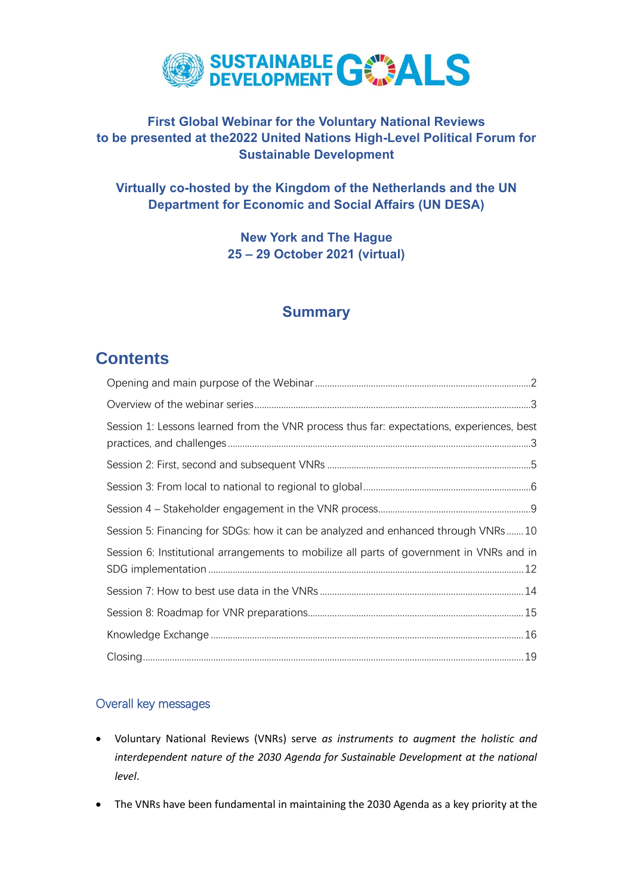**First Global Webinar for the Voluntary National Reviews to be presented at the2022 United Nations High-Level Political Forum for Sustainable Development**

**Virtually co-hosted by the Kingdom of the Netherlands and the UN Department for Economic and Social Affairs (UN DESA)**

**New York and The Hague**
**25 – 29 October 2021 (virtual)**

## Summary

# Contents

- Opening and main purpose of the Webinar ... 2
- Overview of the webinar series ... 3
- Session 1: Lessons learned from the VNR process thus far: expectations, experiences, best practices, and challenges ... 3
- Session 2: First, second and subsequent VNRs ... 5
- Session 3: From local to national to regional to global ... 6
- Session 4 – Stakeholder engagement in the VNR process ... 9
- Session 5: Financing for SDGs: how it can be analyzed and enhanced through VNRs ... 10
- Session 6: Institutional arrangements to mobilize all parts of government in VNRs and in SDG implementation ... 12
- Session 7: How to best use data in the VNRs ... 14
- Session 8: Roadmap for VNR preparations ... 15
- Knowledge Exchange ... 16
- Closing ... 19

### Overall key messages

- Voluntary National Reviews (VNRs) serve *as instruments to augment the holistic and interdependent nature of the 2030 Agenda for Sustainable Development at the national level*.
- The VNRs have been fundamental in maintaining the 2030 Agenda as a key priority at the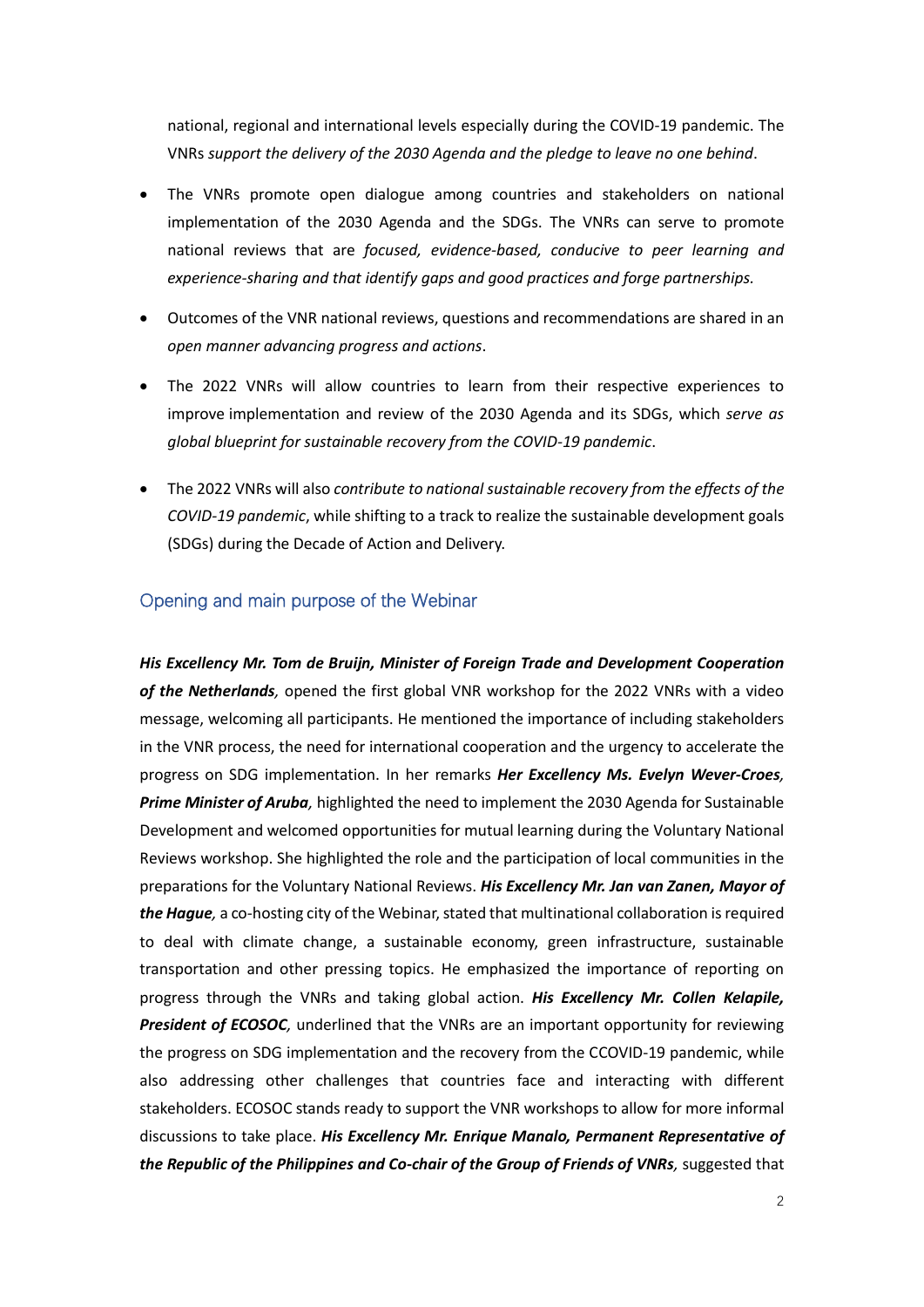national, regional and international levels especially during the COVID-19 pandemic. The VNRs *support the delivery of the 2030 Agenda and the pledge to leave no one behind*.

- The VNRs promote open dialogue among countries and stakeholders on national implementation of the 2030 Agenda and the SDGs. The VNRs can serve to promote national reviews that are *focused, evidence-based, conducive to peer learning and experience-sharing and that identify gaps and good practices and forge partnerships.*
- Outcomes of the VNR national reviews, questions and recommendations are shared in an *open manner advancing progress and actions*.
- The 2022 VNRs will allow countries to learn from their respective experiences to improve implementation and review of the 2030 Agenda and its SDGs, which *serve as global blueprint for sustainable recovery from the COVID-19 pandemic*.
- The 2022 VNRs will also *contribute to national sustainable recovery from the effects of the COVID-19 pandemic*, while shifting to a track to realize the sustainable development goals (SDGs) during the Decade of Action and Delivery.

## Opening and main purpose of the Webinar

***His Excellency Mr. Tom de Bruijn, Minister of Foreign Trade and Development Cooperation of the Netherlands,*** opened the first global VNR workshop for the 2022 VNRs with a video message, welcoming all participants. He mentioned the importance of including stakeholders in the VNR process, the need for international cooperation and the urgency to accelerate the progress on SDG implementation. In her remarks ***Her Excellency Ms. Evelyn Wever-Croes, Prime Minister of Aruba,*** highlighted the need to implement the 2030 Agenda for Sustainable Development and welcomed opportunities for mutual learning during the Voluntary National Reviews workshop. She highlighted the role and the participation of local communities in the preparations for the Voluntary National Reviews. ***His Excellency Mr. Jan van Zanen, Mayor of the Hague,*** a co-hosting city of the Webinar, stated that multinational collaboration is required to deal with climate change, a sustainable economy, green infrastructure, sustainable transportation and other pressing topics. He emphasized the importance of reporting on progress through the VNRs and taking global action. ***His Excellency Mr. Collen Kelapile, President of ECOSOC,*** underlined that the VNRs are an important opportunity for reviewing the progress on SDG implementation and the recovery from the CCOVID-19 pandemic, while also addressing other challenges that countries face and interacting with different stakeholders. ECOSOC stands ready to support the VNR workshops to allow for more informal discussions to take place. ***His Excellency Mr. Enrique Manalo, Permanent Representative of the Republic of the Philippines and Co-chair of the Group of Friends of VNRs,*** suggested that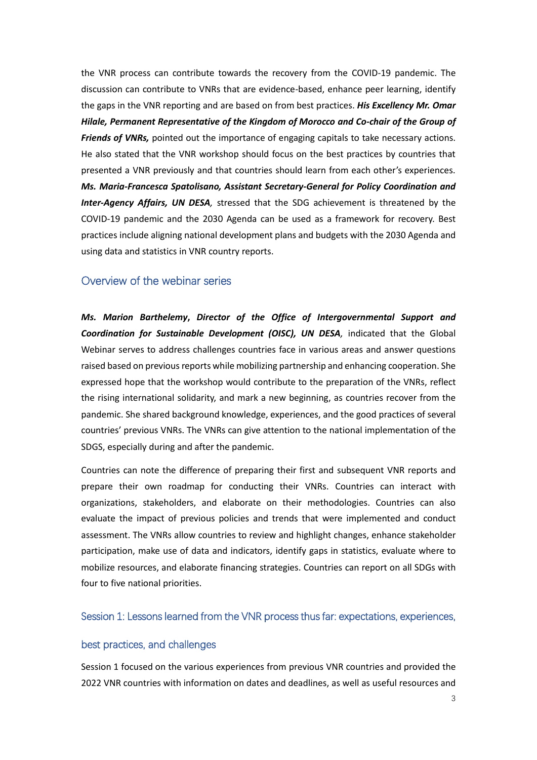the VNR process can contribute towards the recovery from the COVID-19 pandemic. The discussion can contribute to VNRs that are evidence-based, enhance peer learning, identify the gaps in the VNR reporting and are based on from best practices. ***His Excellency Mr. Omar Hilale, Permanent Representative of the Kingdom of Morocco and Co-chair of the Group of Friends of VNRs,*** pointed out the importance of engaging capitals to take necessary actions. He also stated that the VNR workshop should focus on the best practices by countries that presented a VNR previously and that countries should learn from each other's experiences. ***Ms. Maria-Francesca Spatolisano, Assistant Secretary-General for Policy Coordination and Inter-Agency Affairs, UN DESA,*** stressed that the SDG achievement is threatened by the COVID-19 pandemic and the 2030 Agenda can be used as a framework for recovery. Best practices include aligning national development plans and budgets with the 2030 Agenda and using data and statistics in VNR country reports.

## Overview of the webinar series

***Ms. Marion Barthelemy*, *Director of the Office of Intergovernmental Support and Coordination for Sustainable Development (OISC), UN DESA,*** indicated that the Global Webinar serves to address challenges countries face in various areas and answer questions raised based on previous reports while mobilizing partnership and enhancing cooperation. She expressed hope that the workshop would contribute to the preparation of the VNRs, reflect the rising international solidarity, and mark a new beginning, as countries recover from the pandemic. She shared background knowledge, experiences, and the good practices of several countries' previous VNRs. The VNRs can give attention to the national implementation of the SDGS, especially during and after the pandemic.

Countries can note the difference of preparing their first and subsequent VNR reports and prepare their own roadmap for conducting their VNRs. Countries can interact with organizations, stakeholders, and elaborate on their methodologies. Countries can also evaluate the impact of previous policies and trends that were implemented and conduct assessment. The VNRs allow countries to review and highlight changes, enhance stakeholder participation, make use of data and indicators, identify gaps in statistics, evaluate where to mobilize resources, and elaborate financing strategies. Countries can report on all SDGs with four to five national priorities.

## Session 1: Lessons learned from the VNR process thus far: expectations, experiences, best practices, and challenges

Session 1 focused on the various experiences from previous VNR countries and provided the 2022 VNR countries with information on dates and deadlines, as well as useful resources and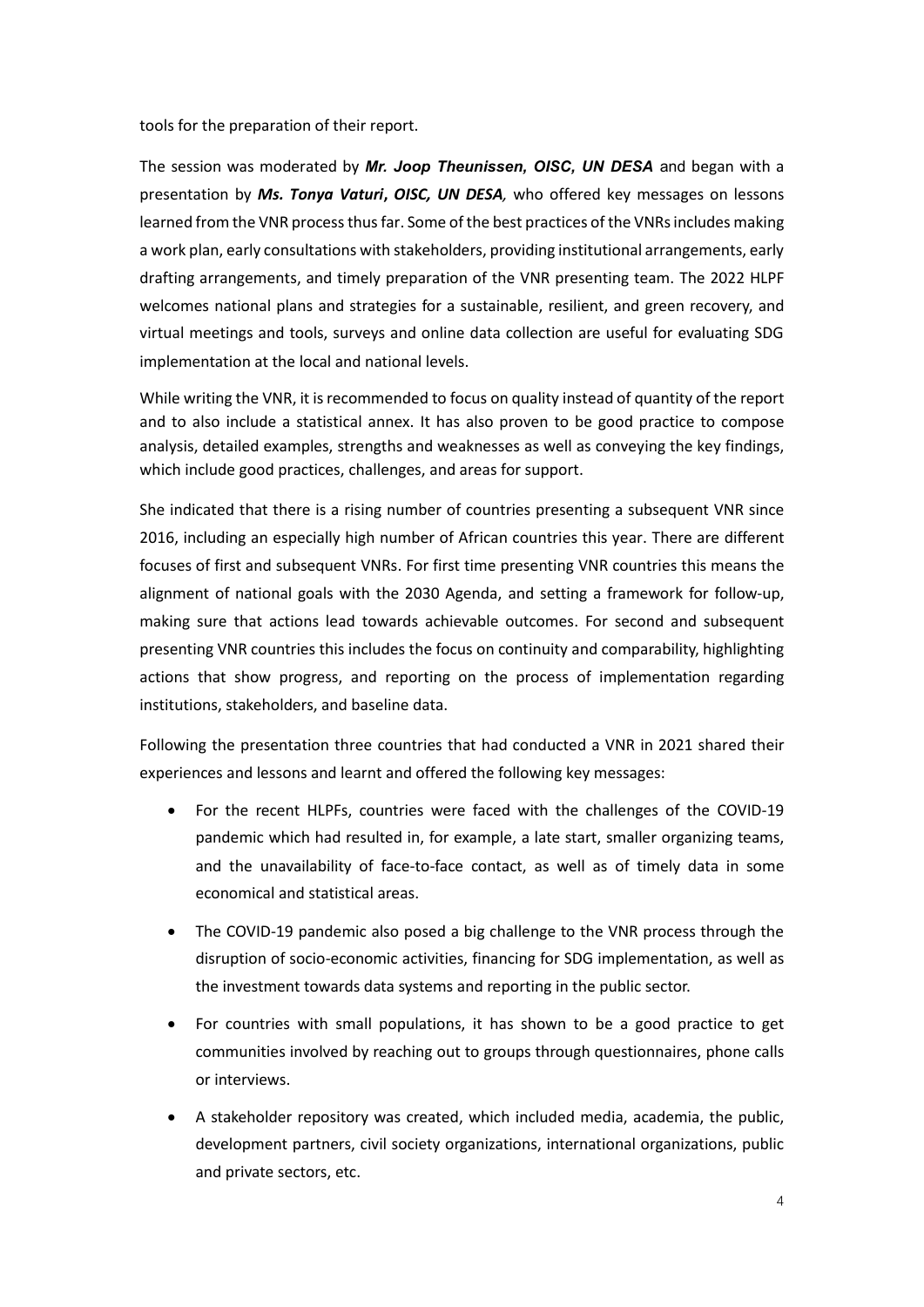tools for the preparation of their report.

The session was moderated by ***Mr. Joop Theunissen, OISC, UN DESA*** and began with a presentation by ***Ms. Tonya Vaturi***, ***OISC, UN DESA,*** who offered key messages on lessons learned from the VNR process thus far. Some of the best practices of the VNRs includes making a work plan, early consultations with stakeholders, providing institutional arrangements, early drafting arrangements, and timely preparation of the VNR presenting team. The 2022 HLPF welcomes national plans and strategies for a sustainable, resilient, and green recovery, and virtual meetings and tools, surveys and online data collection are useful for evaluating SDG implementation at the local and national levels.

While writing the VNR, it is recommended to focus on quality instead of quantity of the report and to also include a statistical annex. It has also proven to be good practice to compose analysis, detailed examples, strengths and weaknesses as well as conveying the key findings, which include good practices, challenges, and areas for support.

She indicated that there is a rising number of countries presenting a subsequent VNR since 2016, including an especially high number of African countries this year. There are different focuses of first and subsequent VNRs. For first time presenting VNR countries this means the alignment of national goals with the 2030 Agenda, and setting a framework for follow-up, making sure that actions lead towards achievable outcomes. For second and subsequent presenting VNR countries this includes the focus on continuity and comparability, highlighting actions that show progress, and reporting on the process of implementation regarding institutions, stakeholders, and baseline data.

Following the presentation three countries that had conducted a VNR in 2021 shared their experiences and lessons and learnt and offered the following key messages:

- For the recent HLPFs, countries were faced with the challenges of the COVID-19 pandemic which had resulted in, for example, a late start, smaller organizing teams, and the unavailability of face-to-face contact, as well as of timely data in some economical and statistical areas.
- The COVID-19 pandemic also posed a big challenge to the VNR process through the disruption of socio-economic activities, financing for SDG implementation, as well as the investment towards data systems and reporting in the public sector.
- For countries with small populations, it has shown to be a good practice to get communities involved by reaching out to groups through questionnaires, phone calls or interviews.
- A stakeholder repository was created, which included media, academia, the public, development partners, civil society organizations, international organizations, public and private sectors, etc.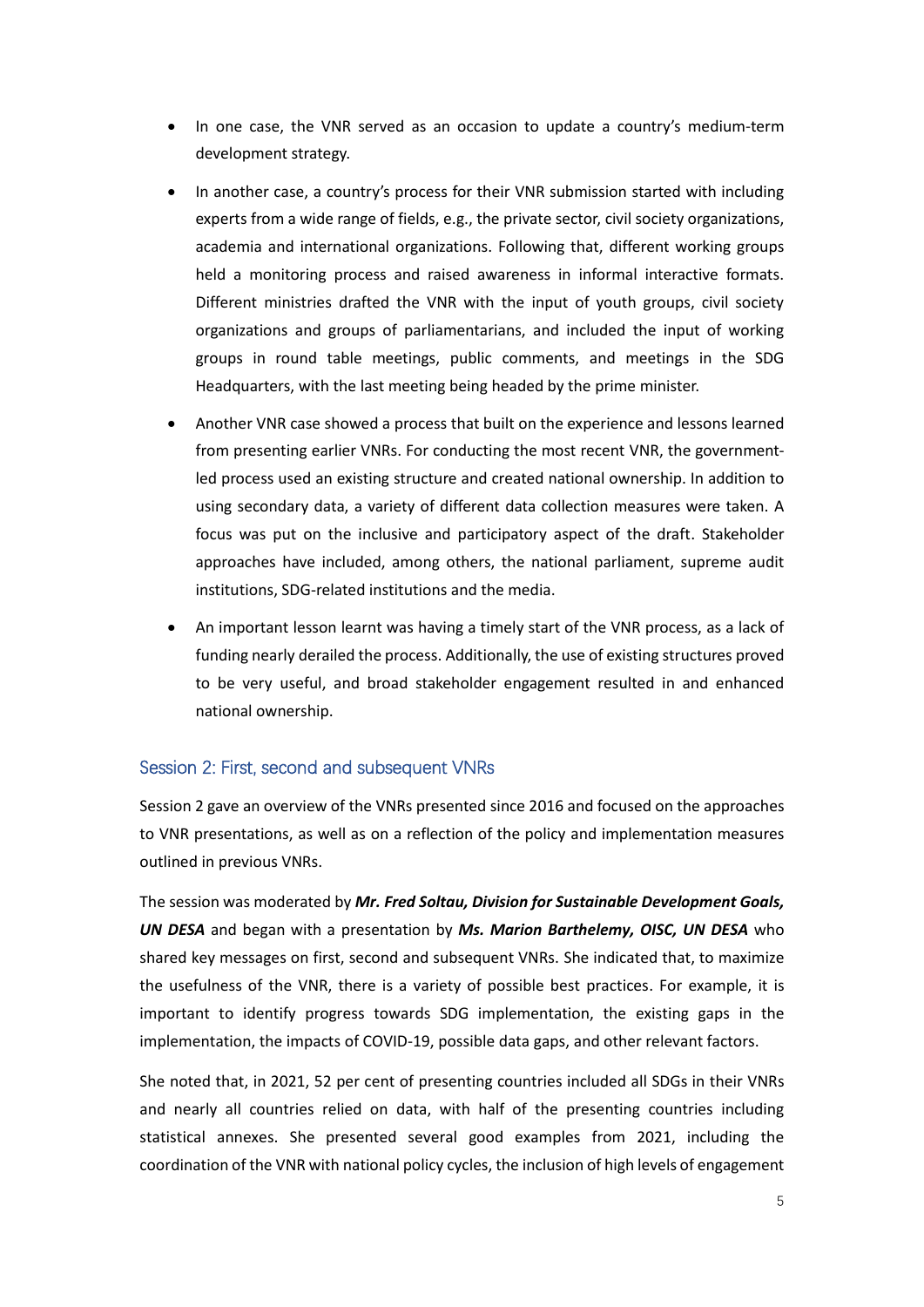- In one case, the VNR served as an occasion to update a country's medium-term development strategy.
- In another case, a country's process for their VNR submission started with including experts from a wide range of fields, e.g., the private sector, civil society organizations, academia and international organizations. Following that, different working groups held a monitoring process and raised awareness in informal interactive formats. Different ministries drafted the VNR with the input of youth groups, civil society organizations and groups of parliamentarians, and included the input of working groups in round table meetings, public comments, and meetings in the SDG Headquarters, with the last meeting being headed by the prime minister.
- Another VNR case showed a process that built on the experience and lessons learned from presenting earlier VNRs. For conducting the most recent VNR, the government-led process used an existing structure and created national ownership. In addition to using secondary data, a variety of different data collection measures were taken. A focus was put on the inclusive and participatory aspect of the draft. Stakeholder approaches have included, among others, the national parliament, supreme audit institutions, SDG-related institutions and the media.
- An important lesson learnt was having a timely start of the VNR process, as a lack of funding nearly derailed the process. Additionally, the use of existing structures proved to be very useful, and broad stakeholder engagement resulted in and enhanced national ownership.

## Session 2: First, second and subsequent VNRs

Session 2 gave an overview of the VNRs presented since 2016 and focused on the approaches to VNR presentations, as well as on a reflection of the policy and implementation measures outlined in previous VNRs.

The session was moderated by ***Mr. Fred Soltau, Division for Sustainable Development Goals, UN DESA*** and began with a presentation by ***Ms. Marion Barthelemy, OISC, UN DESA*** who shared key messages on first, second and subsequent VNRs. She indicated that, to maximize the usefulness of the VNR, there is a variety of possible best practices. For example, it is important to identify progress towards SDG implementation, the existing gaps in the implementation, the impacts of COVID-19, possible data gaps, and other relevant factors.

She noted that, in 2021, 52 per cent of presenting countries included all SDGs in their VNRs and nearly all countries relied on data, with half of the presenting countries including statistical annexes. She presented several good examples from 2021, including the coordination of the VNR with national policy cycles, the inclusion of high levels of engagement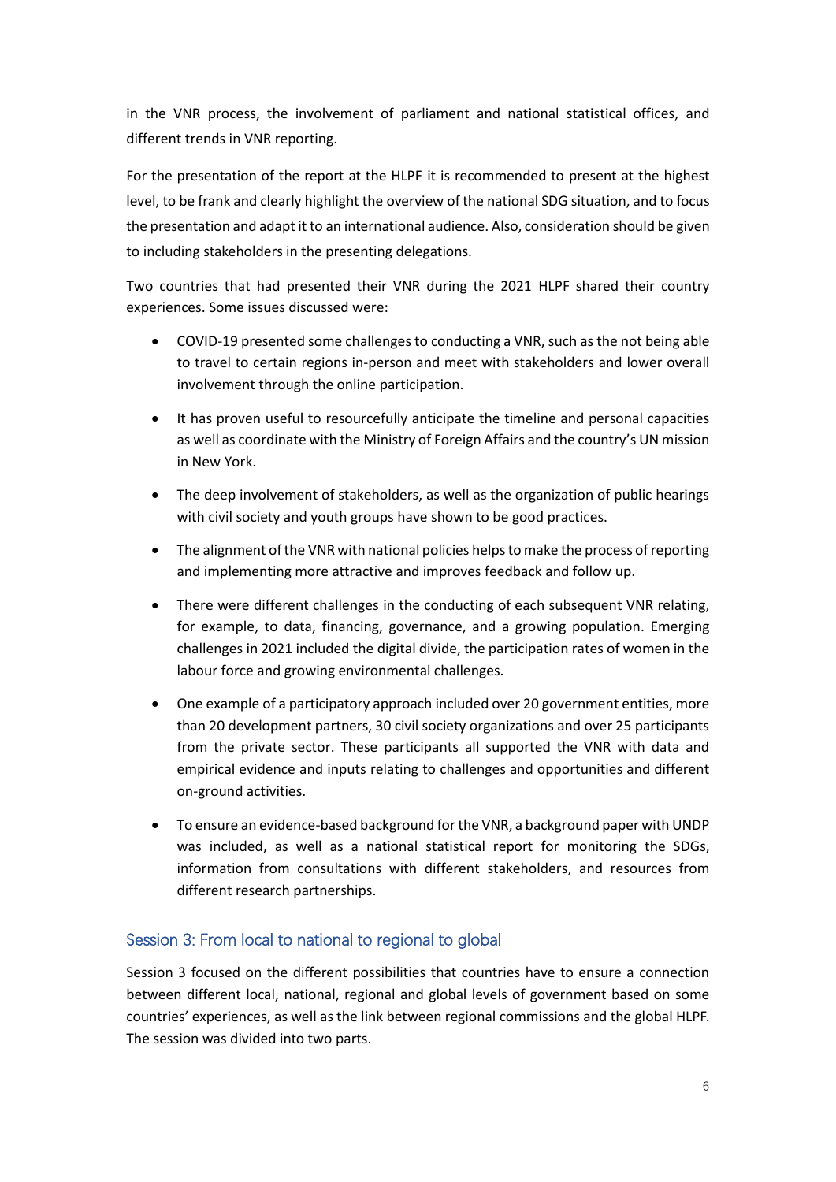in the VNR process, the involvement of parliament and national statistical offices, and different trends in VNR reporting.

For the presentation of the report at the HLPF it is recommended to present at the highest level, to be frank and clearly highlight the overview of the national SDG situation, and to focus the presentation and adapt it to an international audience. Also, consideration should be given to including stakeholders in the presenting delegations.

Two countries that had presented their VNR during the 2021 HLPF shared their country experiences. Some issues discussed were:

- COVID-19 presented some challenges to conducting a VNR, such as the not being able to travel to certain regions in-person and meet with stakeholders and lower overall involvement through the online participation.
- It has proven useful to resourcefully anticipate the timeline and personal capacities as well as coordinate with the Ministry of Foreign Affairs and the country's UN mission in New York.
- The deep involvement of stakeholders, as well as the organization of public hearings with civil society and youth groups have shown to be good practices.
- The alignment of the VNR with national policies helps to make the process of reporting and implementing more attractive and improves feedback and follow up.
- There were different challenges in the conducting of each subsequent VNR relating, for example, to data, financing, governance, and a growing population. Emerging challenges in 2021 included the digital divide, the participation rates of women in the labour force and growing environmental challenges.
- One example of a participatory approach included over 20 government entities, more than 20 development partners, 30 civil society organizations and over 25 participants from the private sector. These participants all supported the VNR with data and empirical evidence and inputs relating to challenges and opportunities and different on-ground activities.
- To ensure an evidence-based background for the VNR, a background paper with UNDP was included, as well as a national statistical report for monitoring the SDGs, information from consultations with different stakeholders, and resources from different research partnerships.

## Session 3: From local to national to regional to global

Session 3 focused on the different possibilities that countries have to ensure a connection between different local, national, regional and global levels of government based on some countries' experiences, as well as the link between regional commissions and the global HLPF. The session was divided into two parts.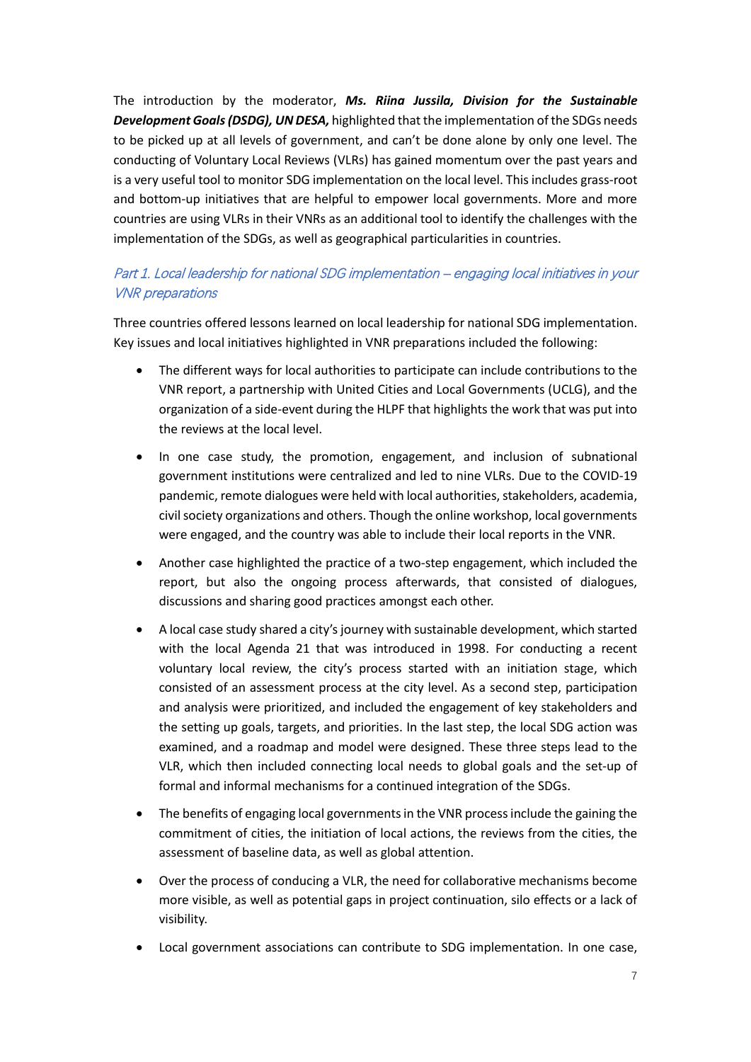The introduction by the moderator, ***Ms. Riina Jussila, Division for the Sustainable Development Goals (DSDG), UN DESA,*** highlighted that the implementation of the SDGs needs to be picked up at all levels of government, and can't be done alone by only one level. The conducting of Voluntary Local Reviews (VLRs) has gained momentum over the past years and is a very useful tool to monitor SDG implementation on the local level. This includes grass-root and bottom-up initiatives that are helpful to empower local governments. More and more countries are using VLRs in their VNRs as an additional tool to identify the challenges with the implementation of the SDGs, as well as geographical particularities in countries.

## *Part 1. Local leadership for national SDG implementation – engaging local initiatives in your VNR preparations*

Three countries offered lessons learned on local leadership for national SDG implementation. Key issues and local initiatives highlighted in VNR preparations included the following:

- The different ways for local authorities to participate can include contributions to the VNR report, a partnership with United Cities and Local Governments (UCLG), and the organization of a side-event during the HLPF that highlights the work that was put into the reviews at the local level.
- In one case study, the promotion, engagement, and inclusion of subnational government institutions were centralized and led to nine VLRs. Due to the COVID-19 pandemic, remote dialogues were held with local authorities, stakeholders, academia, civil society organizations and others. Though the online workshop, local governments were engaged, and the country was able to include their local reports in the VNR.
- Another case highlighted the practice of a two-step engagement, which included the report, but also the ongoing process afterwards, that consisted of dialogues, discussions and sharing good practices amongst each other.
- A local case study shared a city's journey with sustainable development, which started with the local Agenda 21 that was introduced in 1998. For conducting a recent voluntary local review, the city's process started with an initiation stage, which consisted of an assessment process at the city level. As a second step, participation and analysis were prioritized, and included the engagement of key stakeholders and the setting up goals, targets, and priorities. In the last step, the local SDG action was examined, and a roadmap and model were designed. These three steps lead to the VLR, which then included connecting local needs to global goals and the set-up of formal and informal mechanisms for a continued integration of the SDGs.
- The benefits of engaging local governments in the VNR process include the gaining the commitment of cities, the initiation of local actions, the reviews from the cities, the assessment of baseline data, as well as global attention.
- Over the process of conducing a VLR, the need for collaborative mechanisms become more visible, as well as potential gaps in project continuation, silo effects or a lack of visibility.
- Local government associations can contribute to SDG implementation. In one case,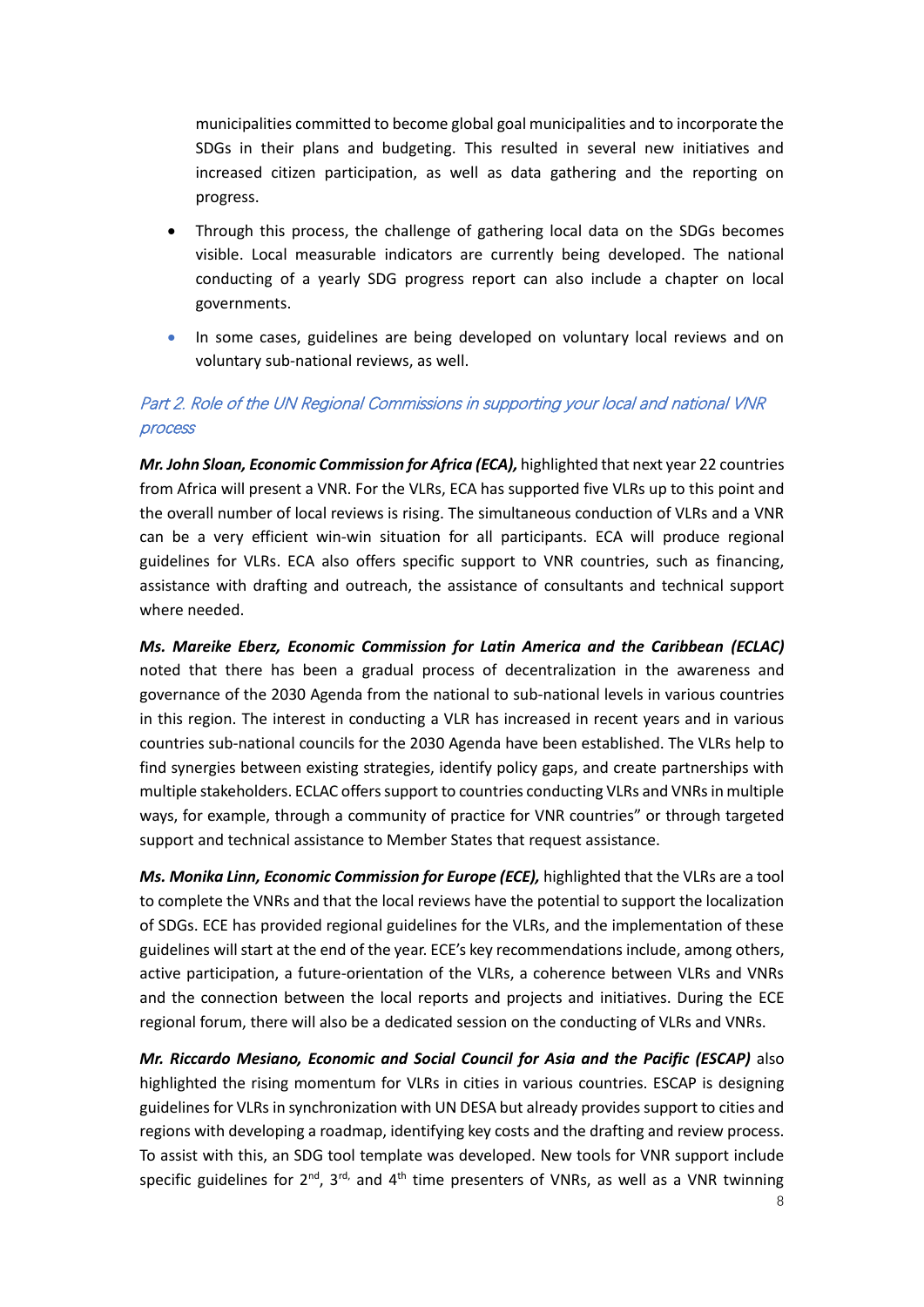municipalities committed to become global goal municipalities and to incorporate the SDGs in their plans and budgeting. This resulted in several new initiatives and increased citizen participation, as well as data gathering and the reporting on progress.

- Through this process, the challenge of gathering local data on the SDGs becomes visible. Local measurable indicators are currently being developed. The national conducting of a yearly SDG progress report can also include a chapter on local governments.
- In some cases, guidelines are being developed on voluntary local reviews and on voluntary sub-national reviews, as well.

## *Part 2. Role of the UN Regional Commissions in supporting your local and national VNR process*

***Mr. John Sloan, Economic Commission for Africa (ECA),*** highlighted that next year 22 countries from Africa will present a VNR. For the VLRs, ECA has supported five VLRs up to this point and the overall number of local reviews is rising. The simultaneous conduction of VLRs and a VNR can be a very efficient win-win situation for all participants. ECA will produce regional guidelines for VLRs. ECA also offers specific support to VNR countries, such as financing, assistance with drafting and outreach, the assistance of consultants and technical support where needed.

***Ms. Mareike Eberz, Economic Commission for Latin America and the Caribbean (ECLAC)*** noted that there has been a gradual process of decentralization in the awareness and governance of the 2030 Agenda from the national to sub-national levels in various countries in this region. The interest in conducting a VLR has increased in recent years and in various countries sub-national councils for the 2030 Agenda have been established. The VLRs help to find synergies between existing strategies, identify policy gaps, and create partnerships with multiple stakeholders. ECLAC offers support to countries conducting VLRs and VNRs in multiple ways, for example, through a community of practice for VNR countries" or through targeted support and technical assistance to Member States that request assistance.

***Ms. Monika Linn, Economic Commission for Europe (ECE),*** highlighted that the VLRs are a tool to complete the VNRs and that the local reviews have the potential to support the localization of SDGs. ECE has provided regional guidelines for the VLRs, and the implementation of these guidelines will start at the end of the year. ECE's key recommendations include, among others, active participation, a future-orientation of the VLRs, a coherence between VLRs and VNRs and the connection between the local reports and projects and initiatives. During the ECE regional forum, there will also be a dedicated session on the conducting of VLRs and VNRs.

***Mr. Riccardo Mesiano, Economic and Social Council for Asia and the Pacific (ESCAP)*** also highlighted the rising momentum for VLRs in cities in various countries. ESCAP is designing guidelines for VLRs in synchronization with UN DESA but already provides support to cities and regions with developing a roadmap, identifying key costs and the drafting and review process. To assist with this, an SDG tool template was developed. New tools for VNR support include specific guidelines for 2nd, 3rd, and 4th time presenters of VNRs, as well as a VNR twinning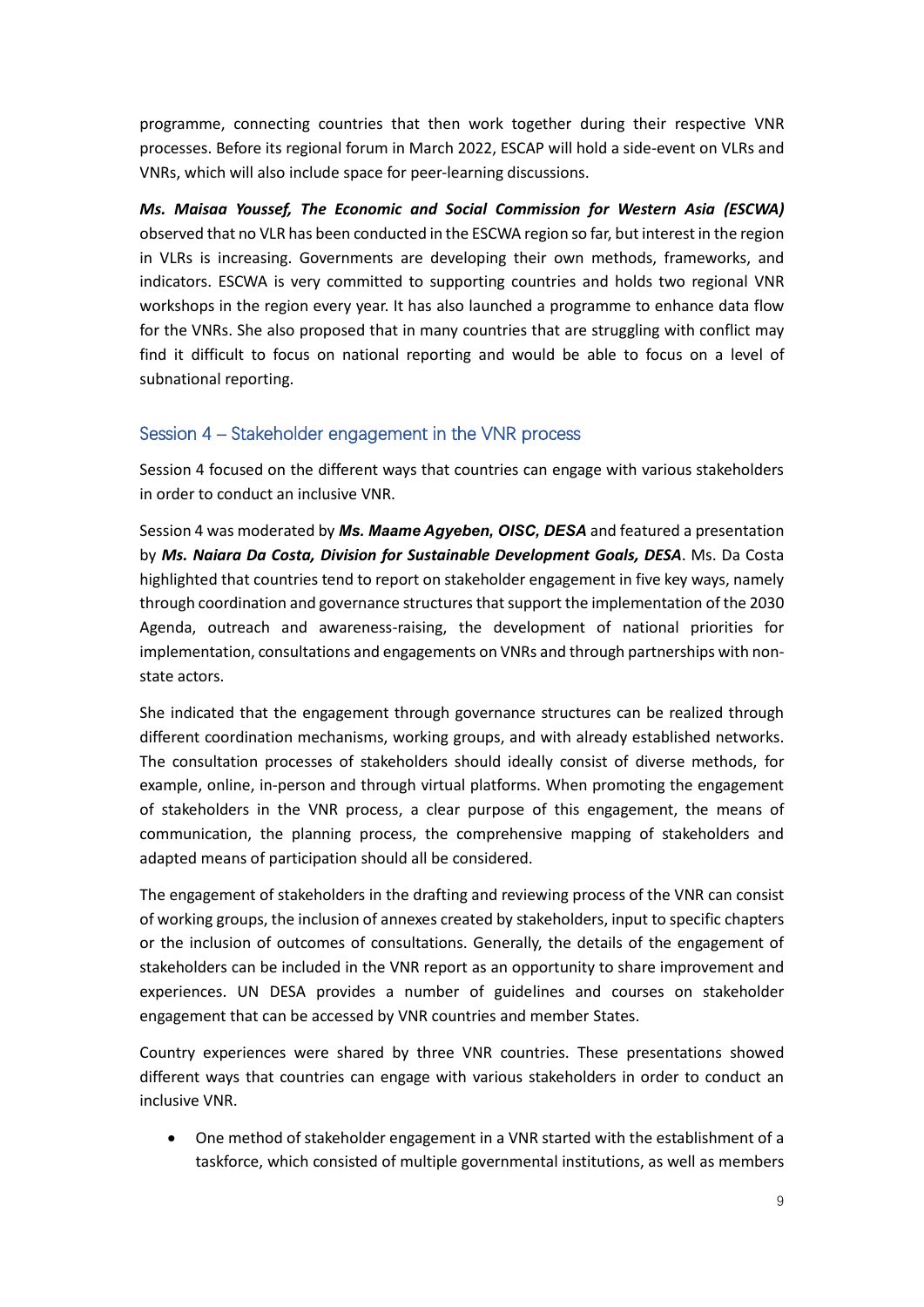programme, connecting countries that then work together during their respective VNR processes. Before its regional forum in March 2022, ESCAP will hold a side-event on VLRs and VNRs, which will also include space for peer-learning discussions.

***Ms. Maisaa Youssef, The Economic and Social Commission for Western Asia (ESCWA)*** observed that no VLR has been conducted in the ESCWA region so far, but interest in the region in VLRs is increasing. Governments are developing their own methods, frameworks, and indicators. ESCWA is very committed to supporting countries and holds two regional VNR workshops in the region every year. It has also launched a programme to enhance data flow for the VNRs. She also proposed that in many countries that are struggling with conflict may find it difficult to focus on national reporting and would be able to focus on a level of subnational reporting.

## Session 4 – Stakeholder engagement in the VNR process

Session 4 focused on the different ways that countries can engage with various stakeholders in order to conduct an inclusive VNR.

Session 4 was moderated by ***Ms. Maame Agyeben, OISC, DESA*** and featured a presentation by ***Ms. Naiara Da Costa, Division for Sustainable Development Goals, DESA***. Ms. Da Costa highlighted that countries tend to report on stakeholder engagement in five key ways, namely through coordination and governance structures that support the implementation of the 2030 Agenda, outreach and awareness-raising, the development of national priorities for implementation, consultations and engagements on VNRs and through partnerships with non-state actors.

She indicated that the engagement through governance structures can be realized through different coordination mechanisms, working groups, and with already established networks. The consultation processes of stakeholders should ideally consist of diverse methods, for example, online, in-person and through virtual platforms. When promoting the engagement of stakeholders in the VNR process, a clear purpose of this engagement, the means of communication, the planning process, the comprehensive mapping of stakeholders and adapted means of participation should all be considered.

The engagement of stakeholders in the drafting and reviewing process of the VNR can consist of working groups, the inclusion of annexes created by stakeholders, input to specific chapters or the inclusion of outcomes of consultations. Generally, the details of the engagement of stakeholders can be included in the VNR report as an opportunity to share improvement and experiences. UN DESA provides a number of guidelines and courses on stakeholder engagement that can be accessed by VNR countries and member States.

Country experiences were shared by three VNR countries. These presentations showed different ways that countries can engage with various stakeholders in order to conduct an inclusive VNR.

- One method of stakeholder engagement in a VNR started with the establishment of a taskforce, which consisted of multiple governmental institutions, as well as members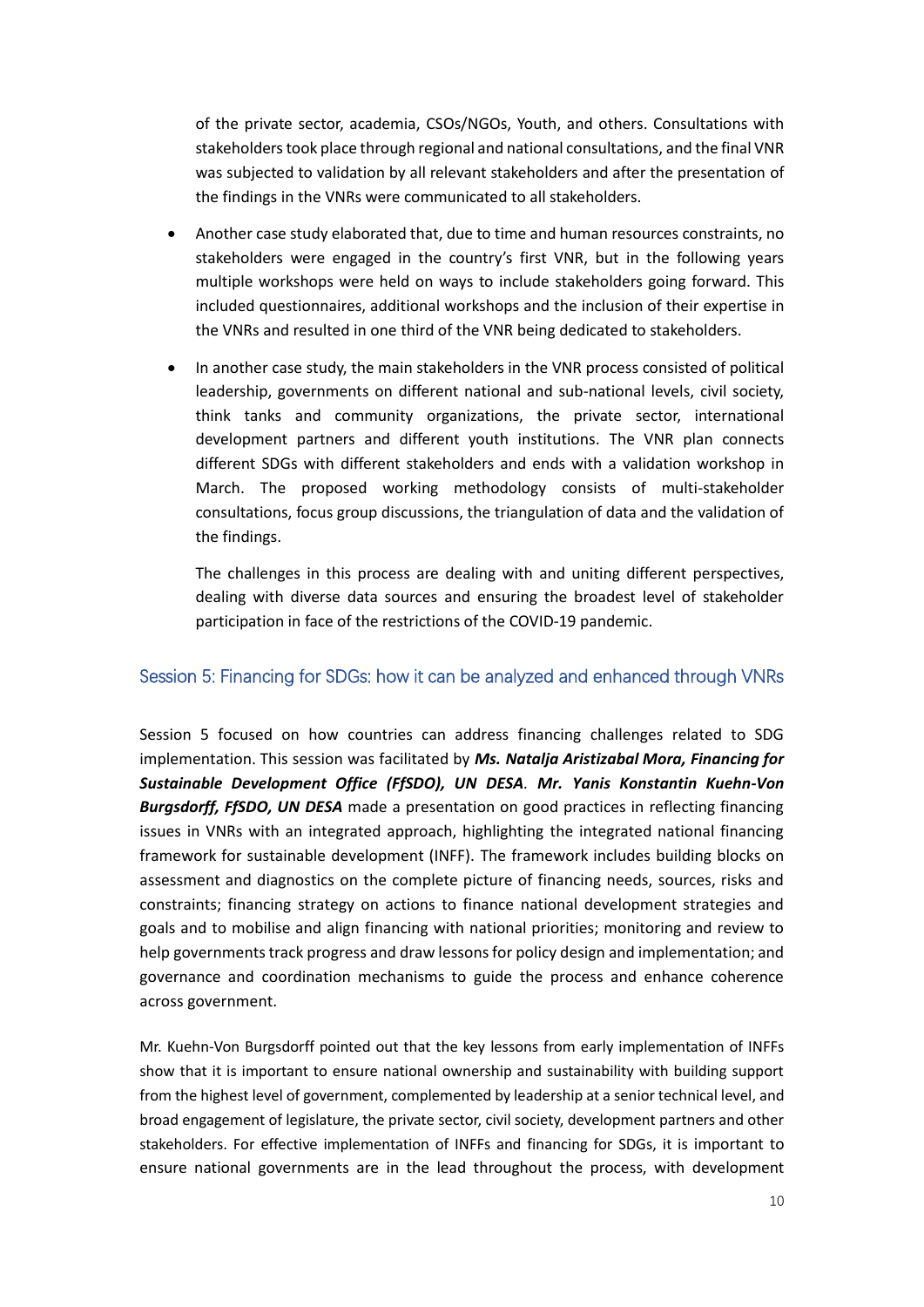of the private sector, academia, CSOs/NGOs, Youth, and others. Consultations with stakeholders took place through regional and national consultations, and the final VNR was subjected to validation by all relevant stakeholders and after the presentation of the findings in the VNRs were communicated to all stakeholders.

- Another case study elaborated that, due to time and human resources constraints, no stakeholders were engaged in the country's first VNR, but in the following years multiple workshops were held on ways to include stakeholders going forward. This included questionnaires, additional workshops and the inclusion of their expertise in the VNRs and resulted in one third of the VNR being dedicated to stakeholders.
- In another case study, the main stakeholders in the VNR process consisted of political leadership, governments on different national and sub-national levels, civil society, think tanks and community organizations, the private sector, international development partners and different youth institutions. The VNR plan connects different SDGs with different stakeholders and ends with a validation workshop in March. The proposed working methodology consists of multi-stakeholder consultations, focus group discussions, the triangulation of data and the validation of the findings.

  The challenges in this process are dealing with and uniting different perspectives, dealing with diverse data sources and ensuring the broadest level of stakeholder participation in face of the restrictions of the COVID-19 pandemic.

## Session 5: Financing for SDGs: how it can be analyzed and enhanced through VNRs

Session 5 focused on how countries can address financing challenges related to SDG implementation. This session was facilitated by ***Ms. Natalja Aristizabal Mora, Financing for Sustainable Development Office (FfSDO), UN DESA***. ***Mr. Yanis Konstantin Kuehn-Von Burgsdorff, FfSDO, UN DESA*** made a presentation on good practices in reflecting financing issues in VNRs with an integrated approach, highlighting the integrated national financing framework for sustainable development (INFF). The framework includes building blocks on assessment and diagnostics on the complete picture of financing needs, sources, risks and constraints; financing strategy on actions to finance national development strategies and goals and to mobilise and align financing with national priorities; monitoring and review to help governments track progress and draw lessons for policy design and implementation; and governance and coordination mechanisms to guide the process and enhance coherence across government.

Mr. Kuehn-Von Burgsdorff pointed out that the key lessons from early implementation of INFFs show that it is important to ensure national ownership and sustainability with building support from the highest level of government, complemented by leadership at a senior technical level, and broad engagement of legislature, the private sector, civil society, development partners and other stakeholders. For effective implementation of INFFs and financing for SDGs, it is important to ensure national governments are in the lead throughout the process, with development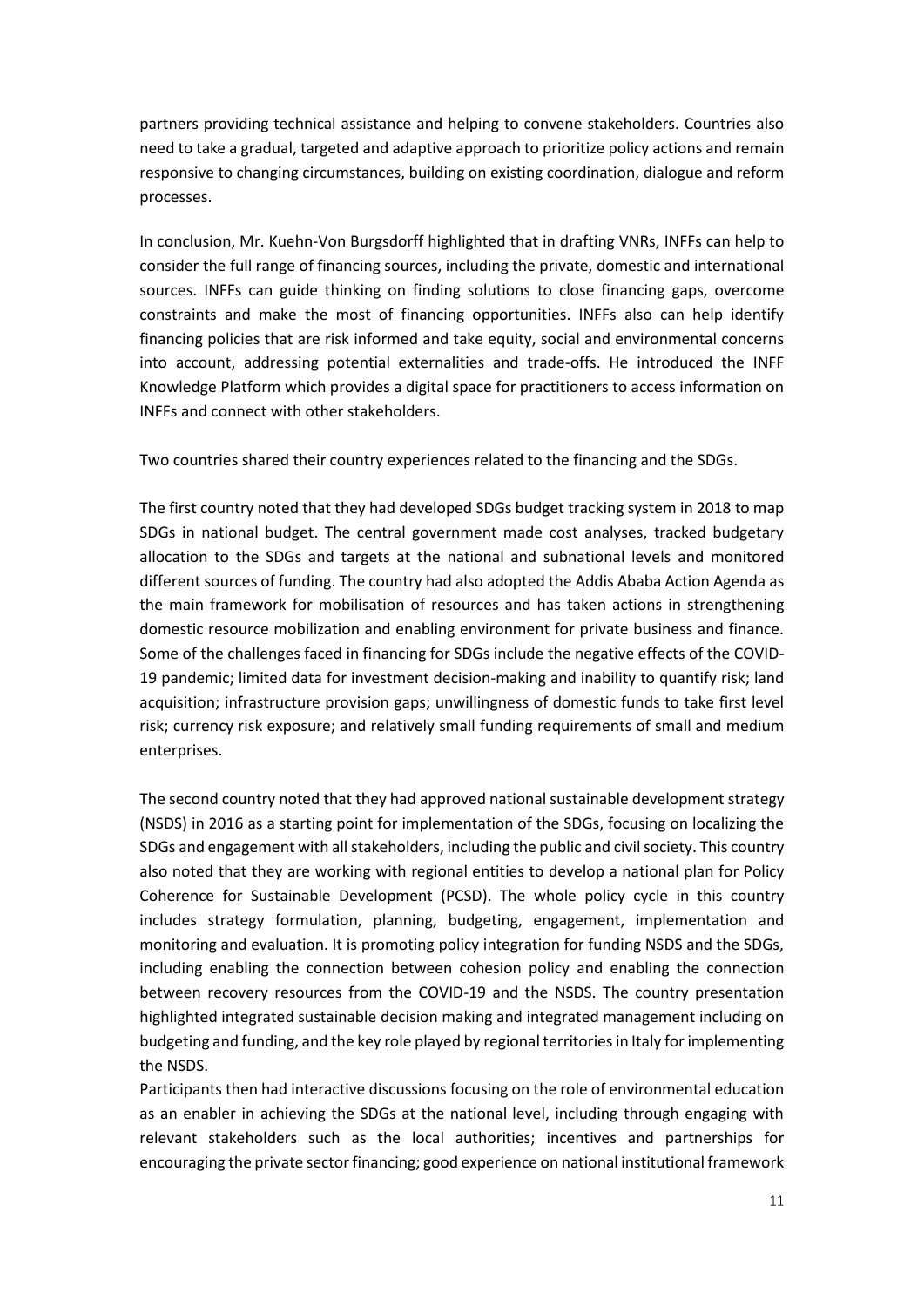partners providing technical assistance and helping to convene stakeholders. Countries also need to take a gradual, targeted and adaptive approach to prioritize policy actions and remain responsive to changing circumstances, building on existing coordination, dialogue and reform processes.

In conclusion, Mr. Kuehn-Von Burgsdorff highlighted that in drafting VNRs, INFFs can help to consider the full range of financing sources, including the private, domestic and international sources. INFFs can guide thinking on finding solutions to close financing gaps, overcome constraints and make the most of financing opportunities. INFFs also can help identify financing policies that are risk informed and take equity, social and environmental concerns into account, addressing potential externalities and trade-offs. He introduced the INFF Knowledge Platform which provides a digital space for practitioners to access information on INFFs and connect with other stakeholders.

Two countries shared their country experiences related to the financing and the SDGs.

The first country noted that they had developed SDGs budget tracking system in 2018 to map SDGs in national budget. The central government made cost analyses, tracked budgetary allocation to the SDGs and targets at the national and subnational levels and monitored different sources of funding. The country had also adopted the Addis Ababa Action Agenda as the main framework for mobilisation of resources and has taken actions in strengthening domestic resource mobilization and enabling environment for private business and finance. Some of the challenges faced in financing for SDGs include the negative effects of the COVID-19 pandemic; limited data for investment decision-making and inability to quantify risk; land acquisition; infrastructure provision gaps; unwillingness of domestic funds to take first level risk; currency risk exposure; and relatively small funding requirements of small and medium enterprises.

The second country noted that they had approved national sustainable development strategy (NSDS) in 2016 as a starting point for implementation of the SDGs, focusing on localizing the SDGs and engagement with all stakeholders, including the public and civil society. This country also noted that they are working with regional entities to develop a national plan for Policy Coherence for Sustainable Development (PCSD). The whole policy cycle in this country includes strategy formulation, planning, budgeting, engagement, implementation and monitoring and evaluation. It is promoting policy integration for funding NSDS and the SDGs, including enabling the connection between cohesion policy and enabling the connection between recovery resources from the COVID-19 and the NSDS. The country presentation highlighted integrated sustainable decision making and integrated management including on budgeting and funding, and the key role played by regional territories in Italy for implementing the NSDS.

Participants then had interactive discussions focusing on the role of environmental education as an enabler in achieving the SDGs at the national level, including through engaging with relevant stakeholders such as the local authorities; incentives and partnerships for encouraging the private sector financing; good experience on national institutional framework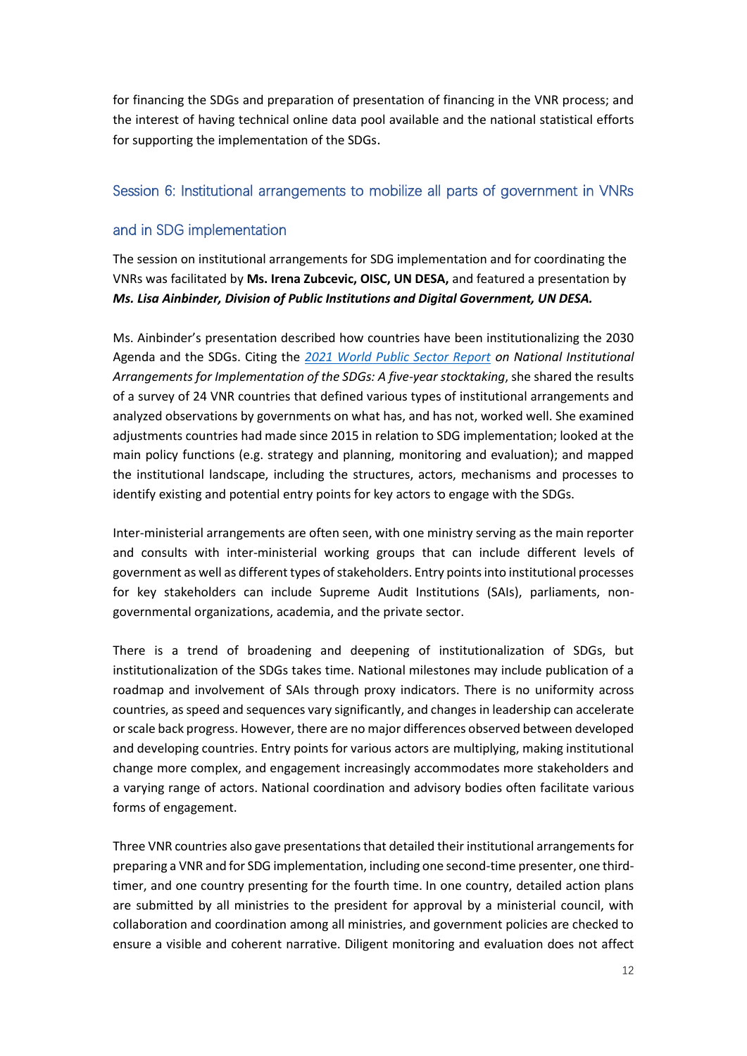for financing the SDGs and preparation of presentation of financing in the VNR process; and the interest of having technical online data pool available and the national statistical efforts for supporting the implementation of the SDGs.

## Session 6: Institutional arrangements to mobilize all parts of government in VNRs and in SDG implementation

The session on institutional arrangements for SDG implementation and for coordinating the VNRs was facilitated by **Ms. Irena Zubcevic, OISC, UN DESA,** and featured a presentation by ***Ms. Lisa Ainbinder, Division of Public Institutions and Digital Government, UN DESA.***

Ms. Ainbinder's presentation described how countries have been institutionalizing the 2030 Agenda and the SDGs. Citing the *2021 World Public Sector Report* ***on*** *National Institutional Arrangements for Implementation of the SDGs: A five-year stocktaking*, she shared the results of a survey of 24 VNR countries that defined various types of institutional arrangements and analyzed observations by governments on what has, and has not, worked well. She examined adjustments countries had made since 2015 in relation to SDG implementation; looked at the main policy functions (e.g. strategy and planning, monitoring and evaluation); and mapped the institutional landscape, including the structures, actors, mechanisms and processes to identify existing and potential entry points for key actors to engage with the SDGs.

Inter-ministerial arrangements are often seen, with one ministry serving as the main reporter and consults with inter-ministerial working groups that can include different levels of government as well as different types of stakeholders. Entry points into institutional processes for key stakeholders can include Supreme Audit Institutions (SAIs), parliaments, non-governmental organizations, academia, and the private sector.

There is a trend of broadening and deepening of institutionalization of SDGs, but institutionalization of the SDGs takes time. National milestones may include publication of a roadmap and involvement of SAIs through proxy indicators. There is no uniformity across countries, as speed and sequences vary significantly, and changes in leadership can accelerate or scale back progress. However, there are no major differences observed between developed and developing countries. Entry points for various actors are multiplying, making institutional change more complex, and engagement increasingly accommodates more stakeholders and a varying range of actors. National coordination and advisory bodies often facilitate various forms of engagement.

Three VNR countries also gave presentations that detailed their institutional arrangements for preparing a VNR and for SDG implementation, including one second-time presenter, one third-timer, and one country presenting for the fourth time. In one country, detailed action plans are submitted by all ministries to the president for approval by a ministerial council, with collaboration and coordination among all ministries, and government policies are checked to ensure a visible and coherent narrative. Diligent monitoring and evaluation does not affect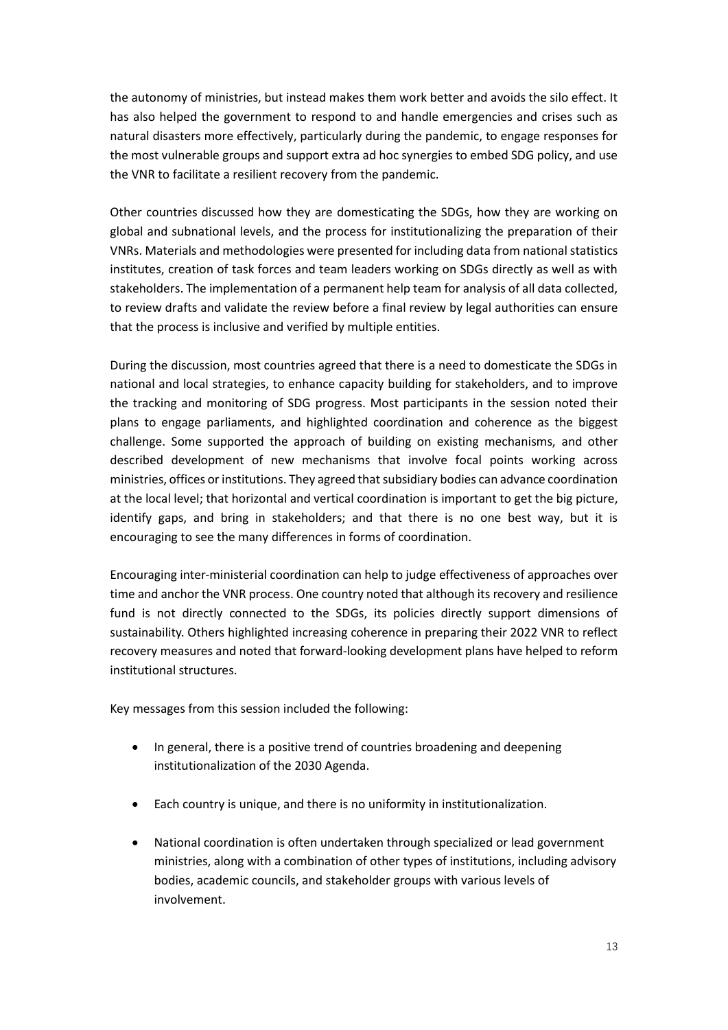the autonomy of ministries, but instead makes them work better and avoids the silo effect. It has also helped the government to respond to and handle emergencies and crises such as natural disasters more effectively, particularly during the pandemic, to engage responses for the most vulnerable groups and support extra ad hoc synergies to embed SDG policy, and use the VNR to facilitate a resilient recovery from the pandemic.

Other countries discussed how they are domesticating the SDGs, how they are working on global and subnational levels, and the process for institutionalizing the preparation of their VNRs. Materials and methodologies were presented for including data from national statistics institutes, creation of task forces and team leaders working on SDGs directly as well as with stakeholders. The implementation of a permanent help team for analysis of all data collected, to review drafts and validate the review before a final review by legal authorities can ensure that the process is inclusive and verified by multiple entities.

During the discussion, most countries agreed that there is a need to domesticate the SDGs in national and local strategies, to enhance capacity building for stakeholders, and to improve the tracking and monitoring of SDG progress. Most participants in the session noted their plans to engage parliaments, and highlighted coordination and coherence as the biggest challenge. Some supported the approach of building on existing mechanisms, and other described development of new mechanisms that involve focal points working across ministries, offices or institutions. They agreed that subsidiary bodies can advance coordination at the local level; that horizontal and vertical coordination is important to get the big picture, identify gaps, and bring in stakeholders; and that there is no one best way, but it is encouraging to see the many differences in forms of coordination.

Encouraging inter-ministerial coordination can help to judge effectiveness of approaches over time and anchor the VNR process. One country noted that although its recovery and resilience fund is not directly connected to the SDGs, its policies directly support dimensions of sustainability. Others highlighted increasing coherence in preparing their 2022 VNR to reflect recovery measures and noted that forward-looking development plans have helped to reform institutional structures.

Key messages from this session included the following:

- In general, there is a positive trend of countries broadening and deepening institutionalization of the 2030 Agenda.
- Each country is unique, and there is no uniformity in institutionalization.
- National coordination is often undertaken through specialized or lead government ministries, along with a combination of other types of institutions, including advisory bodies, academic councils, and stakeholder groups with various levels of involvement.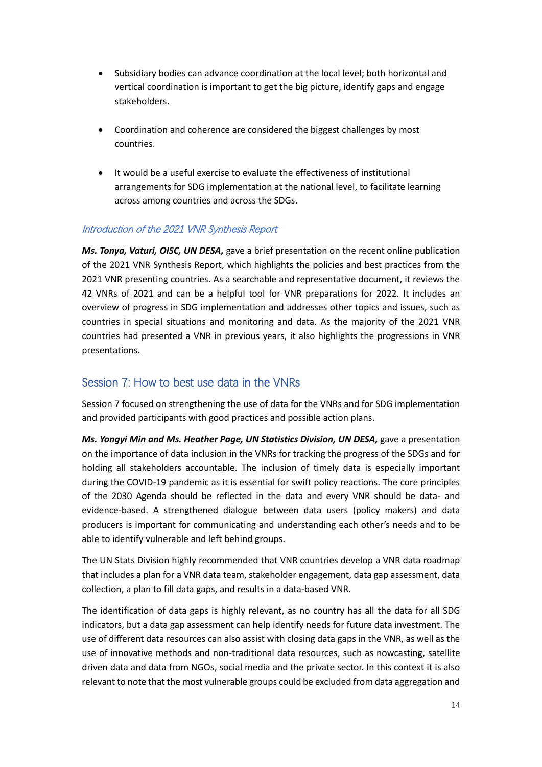- Subsidiary bodies can advance coordination at the local level; both horizontal and vertical coordination is important to get the big picture, identify gaps and engage stakeholders.

- Coordination and coherence are considered the biggest challenges by most countries.

- It would be a useful exercise to evaluate the effectiveness of institutional arrangements for SDG implementation at the national level, to facilitate learning across among countries and across the SDGs.

### *Introduction of the 2021 VNR Synthesis Report*

***Ms. Tonya, Vaturi, OISC, UN DESA,*** gave a brief presentation on the recent online publication of the 2021 VNR Synthesis Report, which highlights the policies and best practices from the 2021 VNR presenting countries. As a searchable and representative document, it reviews the 42 VNRs of 2021 and can be a helpful tool for VNR preparations for 2022. It includes an overview of progress in SDG implementation and addresses other topics and issues, such as countries in special situations and monitoring and data. As the majority of the 2021 VNR countries had presented a VNR in previous years, it also highlights the progressions in VNR presentations.

## Session 7: How to best use data in the VNRs

Session 7 focused on strengthening the use of data for the VNRs and for SDG implementation and provided participants with good practices and possible action plans.

***Ms. Yongyi Min and Ms. Heather Page, UN Statistics Division, UN DESA,*** gave a presentation on the importance of data inclusion in the VNRs for tracking the progress of the SDGs and for holding all stakeholders accountable. The inclusion of timely data is especially important during the COVID-19 pandemic as it is essential for swift policy reactions. The core principles of the 2030 Agenda should be reflected in the data and every VNR should be data- and evidence-based. A strengthened dialogue between data users (policy makers) and data producers is important for communicating and understanding each other's needs and to be able to identify vulnerable and left behind groups.

The UN Stats Division highly recommended that VNR countries develop a VNR data roadmap that includes a plan for a VNR data team, stakeholder engagement, data gap assessment, data collection, a plan to fill data gaps, and results in a data-based VNR.

The identification of data gaps is highly relevant, as no country has all the data for all SDG indicators, but a data gap assessment can help identify needs for future data investment. The use of different data resources can also assist with closing data gaps in the VNR, as well as the use of innovative methods and non-traditional data resources, such as nowcasting, satellite driven data and data from NGOs, social media and the private sector. In this context it is also relevant to note that the most vulnerable groups could be excluded from data aggregation and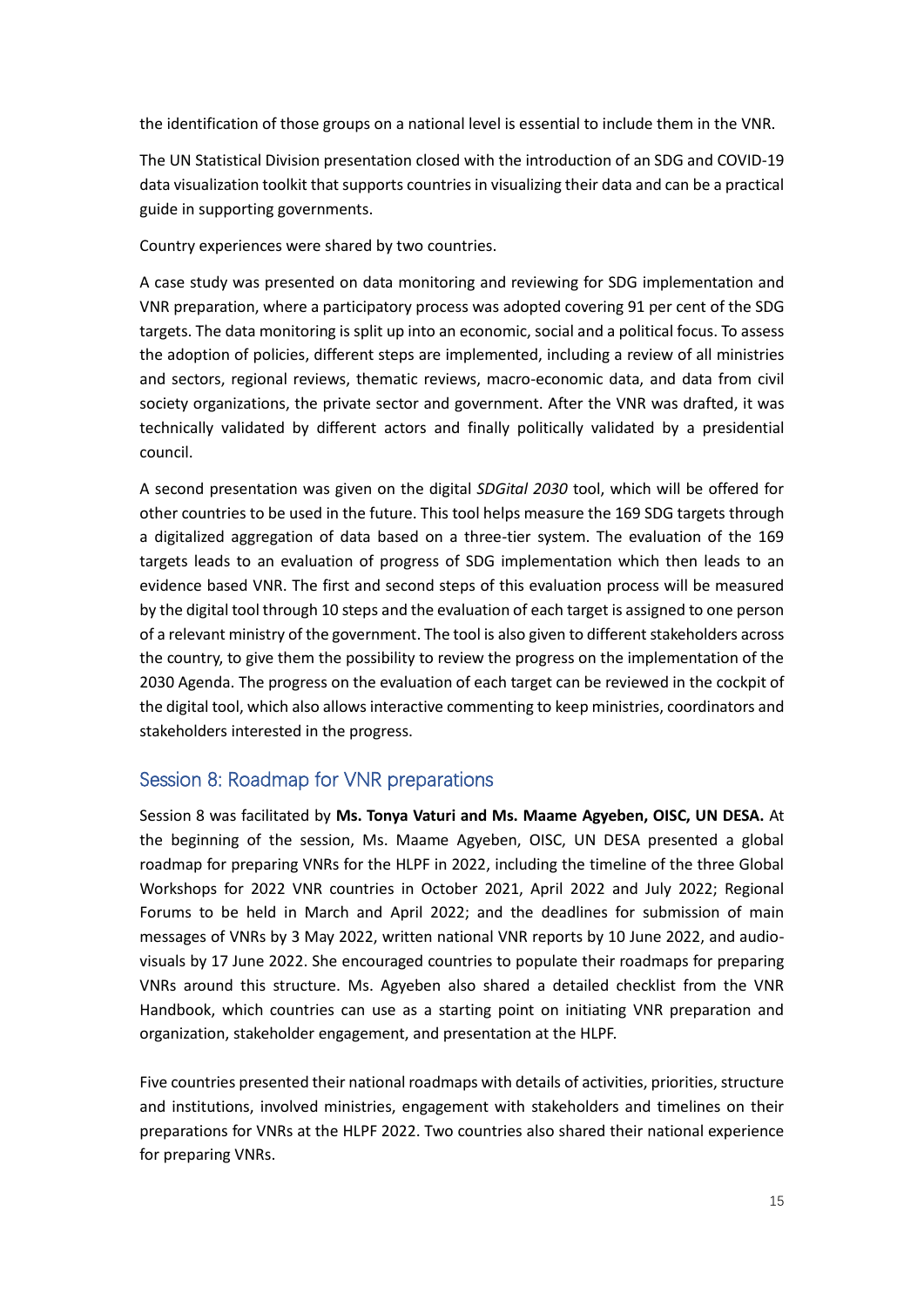the identification of those groups on a national level is essential to include them in the VNR.

The UN Statistical Division presentation closed with the introduction of an SDG and COVID-19 data visualization toolkit that supports countries in visualizing their data and can be a practical guide in supporting governments.

Country experiences were shared by two countries.

A case study was presented on data monitoring and reviewing for SDG implementation and VNR preparation, where a participatory process was adopted covering 91 per cent of the SDG targets. The data monitoring is split up into an economic, social and a political focus. To assess the adoption of policies, different steps are implemented, including a review of all ministries and sectors, regional reviews, thematic reviews, macro-economic data, and data from civil society organizations, the private sector and government. After the VNR was drafted, it was technically validated by different actors and finally politically validated by a presidential council.

A second presentation was given on the digital *SDGital 2030* tool, which will be offered for other countries to be used in the future. This tool helps measure the 169 SDG targets through a digitalized aggregation of data based on a three-tier system. The evaluation of the 169 targets leads to an evaluation of progress of SDG implementation which then leads to an evidence based VNR. The first and second steps of this evaluation process will be measured by the digital tool through 10 steps and the evaluation of each target is assigned to one person of a relevant ministry of the government. The tool is also given to different stakeholders across the country, to give them the possibility to review the progress on the implementation of the 2030 Agenda. The progress on the evaluation of each target can be reviewed in the cockpit of the digital tool, which also allows interactive commenting to keep ministries, coordinators and stakeholders interested in the progress.

## Session 8: Roadmap for VNR preparations

Session 8 was facilitated by **Ms. Tonya Vaturi and Ms. Maame Agyeben, OISC, UN DESA.** At the beginning of the session, Ms. Maame Agyeben, OISC, UN DESA presented a global roadmap for preparing VNRs for the HLPF in 2022, including the timeline of the three Global Workshops for 2022 VNR countries in October 2021, April 2022 and July 2022; Regional Forums to be held in March and April 2022; and the deadlines for submission of main messages of VNRs by 3 May 2022, written national VNR reports by 10 June 2022, and audio-visuals by 17 June 2022. She encouraged countries to populate their roadmaps for preparing VNRs around this structure. Ms. Agyeben also shared a detailed checklist from the VNR Handbook, which countries can use as a starting point on initiating VNR preparation and organization, stakeholder engagement, and presentation at the HLPF.

Five countries presented their national roadmaps with details of activities, priorities, structure and institutions, involved ministries, engagement with stakeholders and timelines on their preparations for VNRs at the HLPF 2022. Two countries also shared their national experience for preparing VNRs.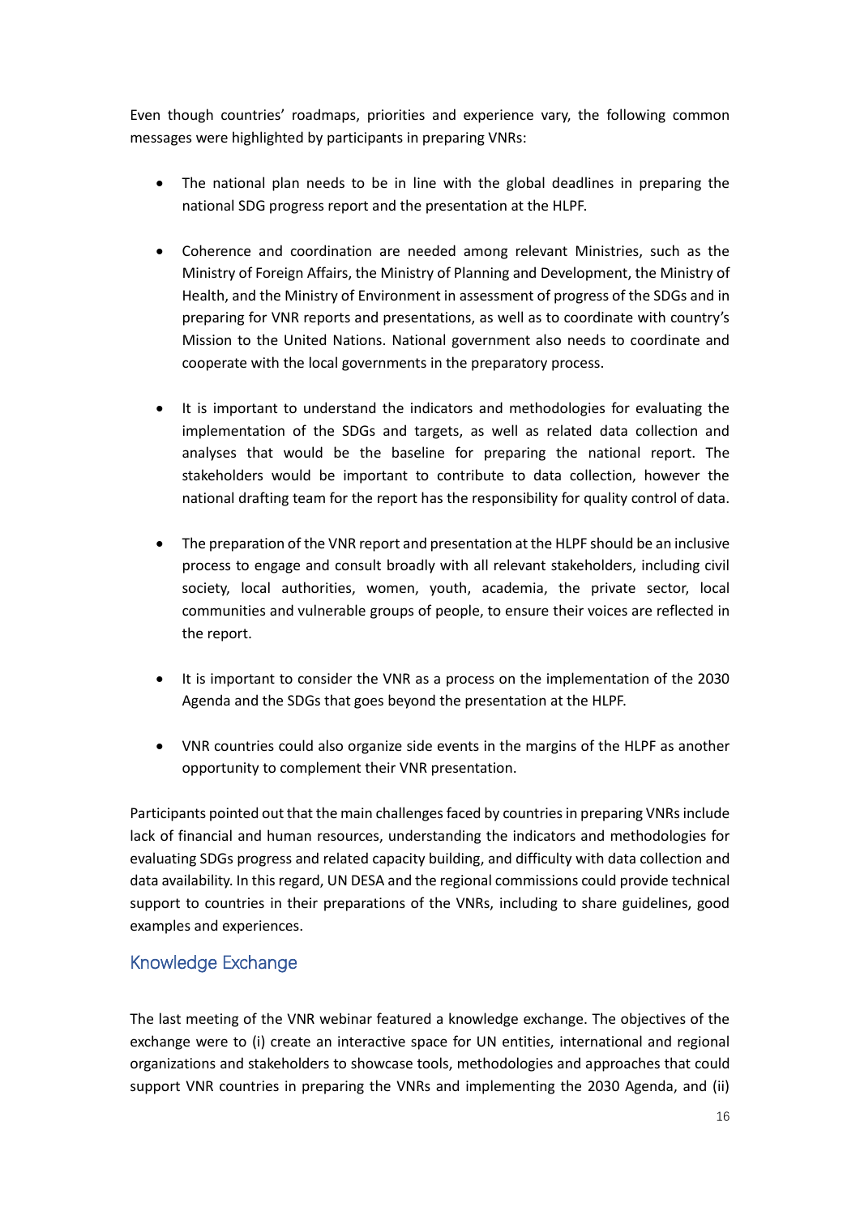Even though countries' roadmaps, priorities and experience vary, the following common messages were highlighted by participants in preparing VNRs:

- The national plan needs to be in line with the global deadlines in preparing the national SDG progress report and the presentation at the HLPF.

- Coherence and coordination are needed among relevant Ministries, such as the Ministry of Foreign Affairs, the Ministry of Planning and Development, the Ministry of Health, and the Ministry of Environment in assessment of progress of the SDGs and in preparing for VNR reports and presentations, as well as to coordinate with country's Mission to the United Nations. National government also needs to coordinate and cooperate with the local governments in the preparatory process.

- It is important to understand the indicators and methodologies for evaluating the implementation of the SDGs and targets, as well as related data collection and analyses that would be the baseline for preparing the national report. The stakeholders would be important to contribute to data collection, however the national drafting team for the report has the responsibility for quality control of data.

- The preparation of the VNR report and presentation at the HLPF should be an inclusive process to engage and consult broadly with all relevant stakeholders, including civil society, local authorities, women, youth, academia, the private sector, local communities and vulnerable groups of people, to ensure their voices are reflected in the report.

- It is important to consider the VNR as a process on the implementation of the 2030 Agenda and the SDGs that goes beyond the presentation at the HLPF.

- VNR countries could also organize side events in the margins of the HLPF as another opportunity to complement their VNR presentation.

Participants pointed out that the main challenges faced by countries in preparing VNRs include lack of financial and human resources, understanding the indicators and methodologies for evaluating SDGs progress and related capacity building, and difficulty with data collection and data availability. In this regard, UN DESA and the regional commissions could provide technical support to countries in their preparations of the VNRs, including to share guidelines, good examples and experiences.

## Knowledge Exchange

The last meeting of the VNR webinar featured a knowledge exchange. The objectives of the exchange were to (i) create an interactive space for UN entities, international and regional organizations and stakeholders to showcase tools, methodologies and approaches that could support VNR countries in preparing the VNRs and implementing the 2030 Agenda, and (ii)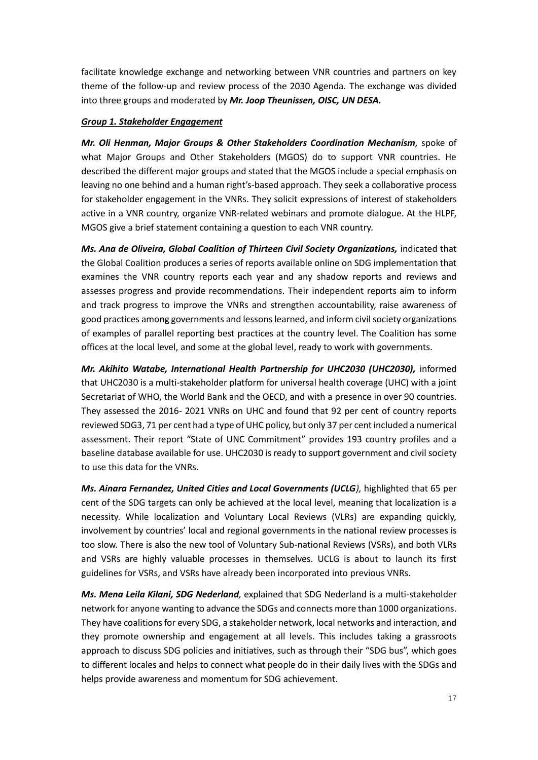facilitate knowledge exchange and networking between VNR countries and partners on key theme of the follow-up and review process of the 2030 Agenda. The exchange was divided into three groups and moderated by ***Mr. Joop Theunissen, OISC, UN DESA.***

***Group 1. Stakeholder Engagement***

***Mr. Oli Henman, Major Groups & Other Stakeholders Coordination Mechanism,*** spoke of what Major Groups and Other Stakeholders (MGOS) do to support VNR countries. He described the different major groups and stated that the MGOS include a special emphasis on leaving no one behind and a human right's-based approach. They seek a collaborative process for stakeholder engagement in the VNRs. They solicit expressions of interest of stakeholders active in a VNR country, organize VNR-related webinars and promote dialogue. At the HLPF, MGOS give a brief statement containing a question to each VNR country.

***Ms. Ana de Oliveira, Global Coalition of Thirteen Civil Society Organizations,*** indicated that the Global Coalition produces a series of reports available online on SDG implementation that examines the VNR country reports each year and any shadow reports and reviews and assesses progress and provide recommendations. Their independent reports aim to inform and track progress to improve the VNRs and strengthen accountability, raise awareness of good practices among governments and lessons learned, and inform civil society organizations of examples of parallel reporting best practices at the country level. The Coalition has some offices at the local level, and some at the global level, ready to work with governments.

***Mr. Akihito Watabe, International Health Partnership for UHC2030 (UHC2030),*** informed that UHC2030 is a multi-stakeholder platform for universal health coverage (UHC) with a joint Secretariat of WHO, the World Bank and the OECD, and with a presence in over 90 countries. They assessed the 2016- 2021 VNRs on UHC and found that 92 per cent of country reports reviewed SDG3, 71 per cent had a type of UHC policy, but only 37 per cent included a numerical assessment. Their report "State of UNC Commitment" provides 193 country profiles and a baseline database available for use. UHC2030 is ready to support government and civil society to use this data for the VNRs.

***Ms. Ainara Fernandez, United Cities and Local Governments (UCLG),*** highlighted that 65 per cent of the SDG targets can only be achieved at the local level, meaning that localization is a necessity. While localization and Voluntary Local Reviews (VLRs) are expanding quickly, involvement by countries' local and regional governments in the national review processes is too slow. There is also the new tool of Voluntary Sub-national Reviews (VSRs), and both VLRs and VSRs are highly valuable processes in themselves. UCLG is about to launch its first guidelines for VSRs, and VSRs have already been incorporated into previous VNRs.

***Ms. Mena Leila Kilani, SDG Nederland,*** explained that SDG Nederland is a multi-stakeholder network for anyone wanting to advance the SDGs and connects more than 1000 organizations. They have coalitions for every SDG, a stakeholder network, local networks and interaction, and they promote ownership and engagement at all levels. This includes taking a grassroots approach to discuss SDG policies and initiatives, such as through their "SDG bus", which goes to different locales and helps to connect what people do in their daily lives with the SDGs and helps provide awareness and momentum for SDG achievement.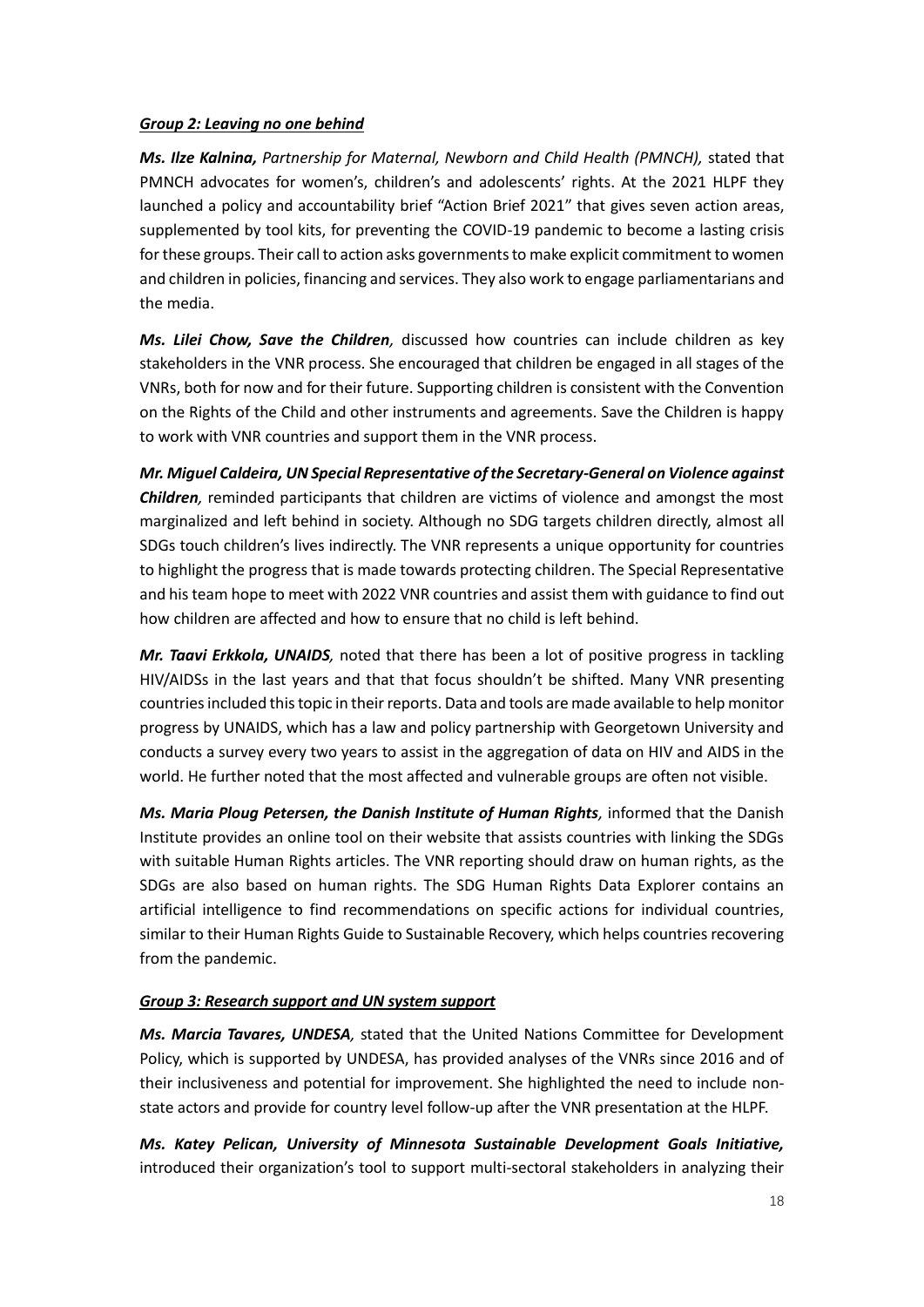***Group 2: Leaving no one behind***

***Ms. Ilze Kalnina,*** *Partnership for Maternal, Newborn and Child Health (PMNCH),* stated that PMNCH advocates for women's, children's and adolescents' rights. At the 2021 HLPF they launched a policy and accountability brief "Action Brief 2021" that gives seven action areas, supplemented by tool kits, for preventing the COVID-19 pandemic to become a lasting crisis for these groups. Their call to action asks governments to make explicit commitment to women and children in policies, financing and services. They also work to engage parliamentarians and the media.

***Ms. Lilei Chow, Save the Children,*** discussed how countries can include children as key stakeholders in the VNR process. She encouraged that children be engaged in all stages of the VNRs, both for now and for their future. Supporting children is consistent with the Convention on the Rights of the Child and other instruments and agreements. Save the Children is happy to work with VNR countries and support them in the VNR process.

***Mr. Miguel Caldeira, UN Special Representative of the Secretary-General on Violence against Children,*** reminded participants that children are victims of violence and amongst the most marginalized and left behind in society. Although no SDG targets children directly, almost all SDGs touch children's lives indirectly. The VNR represents a unique opportunity for countries to highlight the progress that is made towards protecting children. The Special Representative and his team hope to meet with 2022 VNR countries and assist them with guidance to find out how children are affected and how to ensure that no child is left behind.

***Mr. Taavi Erkkola, UNAIDS,*** noted that there has been a lot of positive progress in tackling HIV/AIDSs in the last years and that that focus shouldn't be shifted. Many VNR presenting countries included this topic in their reports. Data and tools are made available to help monitor progress by UNAIDS, which has a law and policy partnership with Georgetown University and conducts a survey every two years to assist in the aggregation of data on HIV and AIDS in the world. He further noted that the most affected and vulnerable groups are often not visible.

***Ms. Maria Ploug Petersen, the Danish Institute of Human Rights,*** informed that the Danish Institute provides an online tool on their website that assists countries with linking the SDGs with suitable Human Rights articles. The VNR reporting should draw on human rights, as the SDGs are also based on human rights. The SDG Human Rights Data Explorer contains an artificial intelligence to find recommendations on specific actions for individual countries, similar to their Human Rights Guide to Sustainable Recovery, which helps countries recovering from the pandemic.

***Group 3: Research support and UN system support***

***Ms. Marcia Tavares, UNDESA,*** stated that the United Nations Committee for Development Policy, which is supported by UNDESA, has provided analyses of the VNRs since 2016 and of their inclusiveness and potential for improvement. She highlighted the need to include non-state actors and provide for country level follow-up after the VNR presentation at the HLPF.

***Ms. Katey Pelican, University of Minnesota Sustainable Development Goals Initiative,*** introduced their organization's tool to support multi-sectoral stakeholders in analyzing their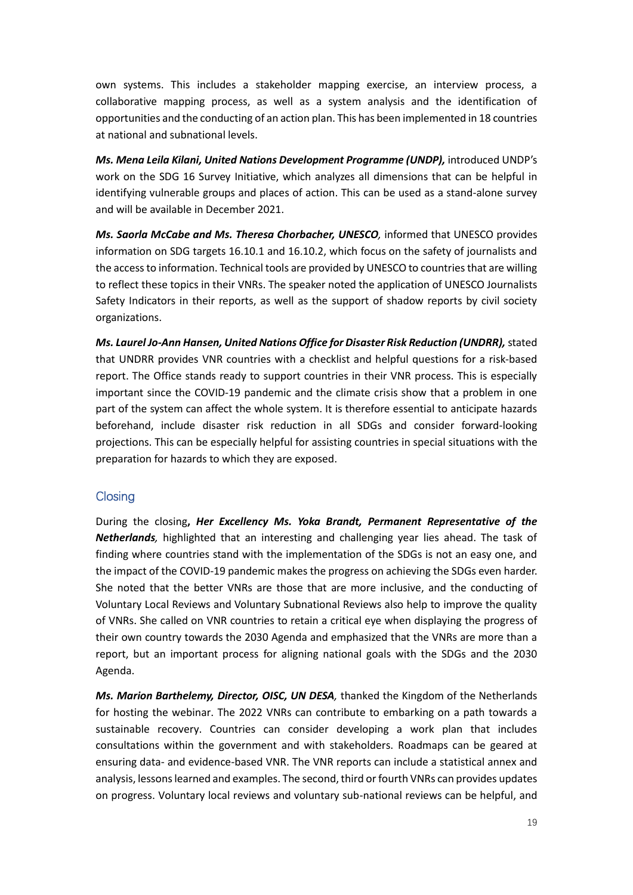own systems. This includes a stakeholder mapping exercise, an interview process, a collaborative mapping process, as well as a system analysis and the identification of opportunities and the conducting of an action plan. This has been implemented in 18 countries at national and subnational levels.

***Ms. Mena Leila Kilani, United Nations Development Programme (UNDP),*** introduced UNDP's work on the SDG 16 Survey Initiative, which analyzes all dimensions that can be helpful in identifying vulnerable groups and places of action. This can be used as a stand-alone survey and will be available in December 2021.

***Ms. Saorla McCabe and Ms. Theresa Chorbacher, UNESCO****,* informed that UNESCO provides information on SDG targets 16.10.1 and 16.10.2, which focus on the safety of journalists and the access to information. Technical tools are provided by UNESCO to countries that are willing to reflect these topics in their VNRs. The speaker noted the application of UNESCO Journalists Safety Indicators in their reports, as well as the support of shadow reports by civil society organizations.

***Ms. Laurel Jo-Ann Hansen, United Nations Office for Disaster Risk Reduction (UNDRR),*** stated that UNDRR provides VNR countries with a checklist and helpful questions for a risk-based report. The Office stands ready to support countries in their VNR process. This is especially important since the COVID-19 pandemic and the climate crisis show that a problem in one part of the system can affect the whole system. It is therefore essential to anticipate hazards beforehand, include disaster risk reduction in all SDGs and consider forward-looking projections. This can be especially helpful for assisting countries in special situations with the preparation for hazards to which they are exposed.

## Closing

During the closing**,** ***Her Excellency Ms. Yoka Brandt, Permanent Representative of the Netherlands****,* highlighted that an interesting and challenging year lies ahead. The task of finding where countries stand with the implementation of the SDGs is not an easy one, and the impact of the COVID-19 pandemic makes the progress on achieving the SDGs even harder. She noted that the better VNRs are those that are more inclusive, and the conducting of Voluntary Local Reviews and Voluntary Subnational Reviews also help to improve the quality of VNRs. She called on VNR countries to retain a critical eye when displaying the progress of their own country towards the 2030 Agenda and emphasized that the VNRs are more than a report, but an important process for aligning national goals with the SDGs and the 2030 Agenda.

***Ms. Marion Barthelemy, Director, OISC, UN DESA****,* thanked the Kingdom of the Netherlands for hosting the webinar. The 2022 VNRs can contribute to embarking on a path towards a sustainable recovery. Countries can consider developing a work plan that includes consultations within the government and with stakeholders. Roadmaps can be geared at ensuring data- and evidence-based VNR. The VNR reports can include a statistical annex and analysis, lessons learned and examples. The second, third or fourth VNRs can provides updates on progress. Voluntary local reviews and voluntary sub-national reviews can be helpful, and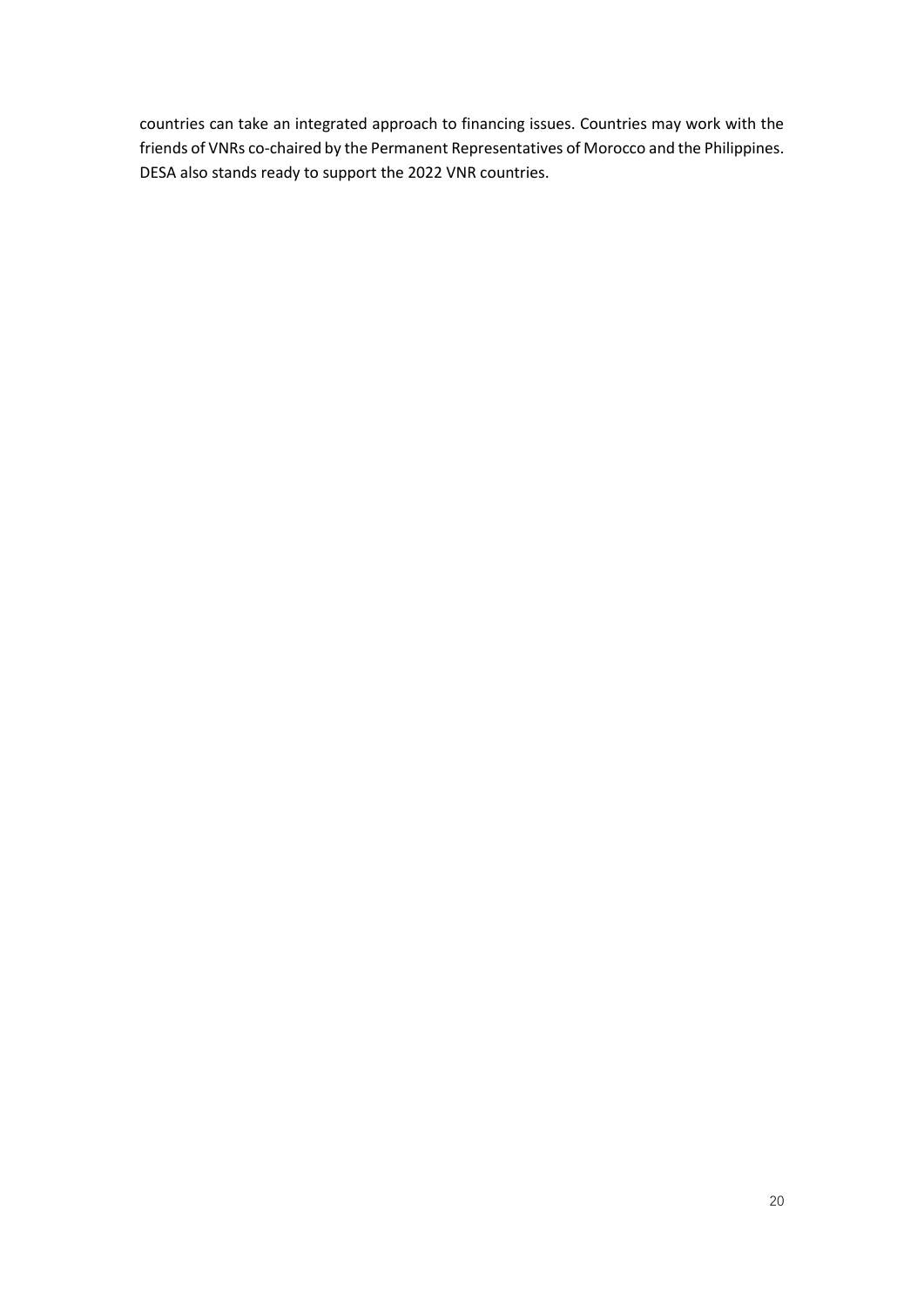countries can take an integrated approach to financing issues. Countries may work with the friends of VNRs co-chaired by the Permanent Representatives of Morocco and the Philippines. DESA also stands ready to support the 2022 VNR countries.